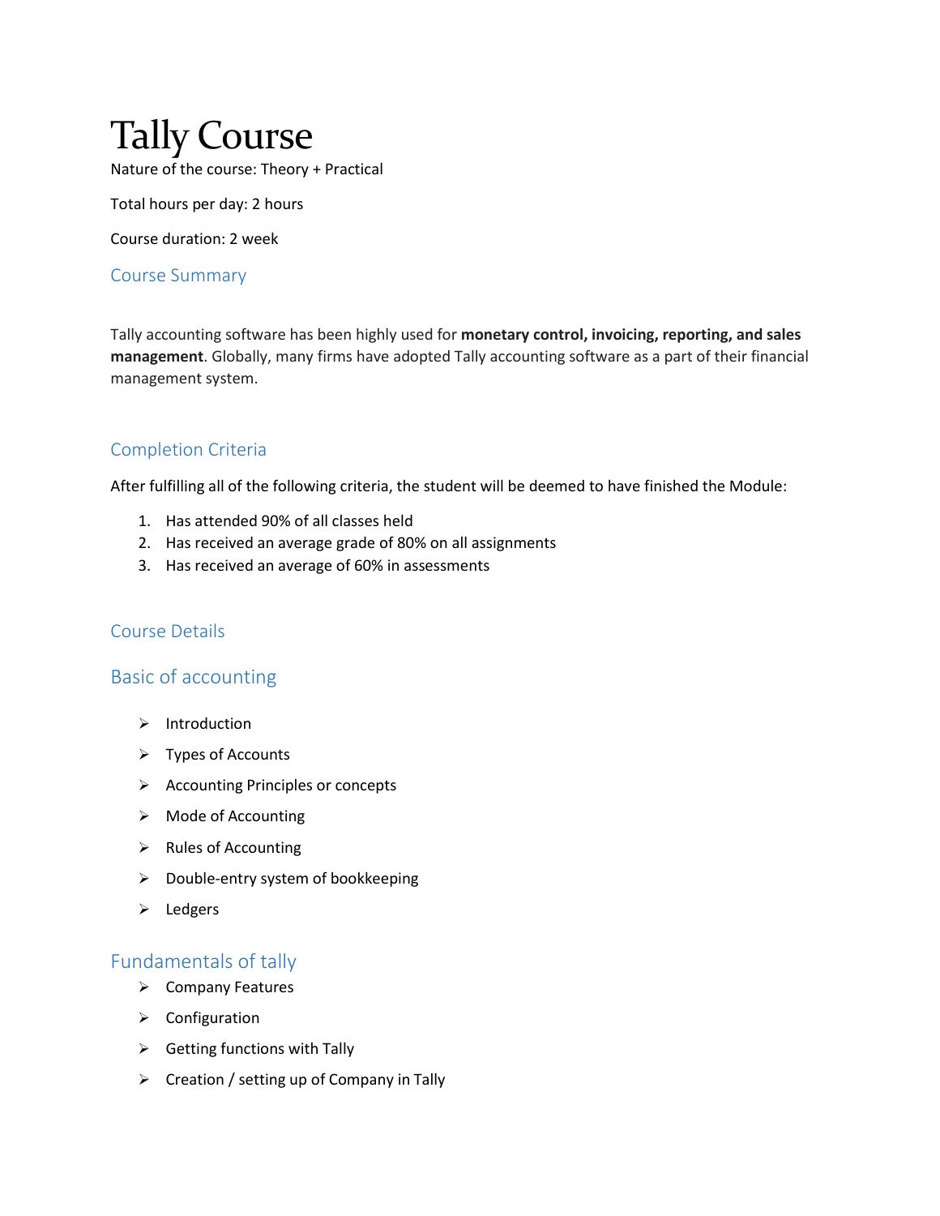# Tally Course

Nature of the course: Theory + Practical

Total hours per day: 2 hours

Course duration: 2 week

## Course Summary

Tally accounting software has been highly used for **monetary control, invoicing, reporting, and sales management**. Globally, many firms have adopted Tally accounting software as a part of their financial management system.

## Completion Criteria

After fulfilling all of the following criteria, the student will be deemed to have finished the Module:

1. Has attended 90% of all classes held
2. Has received an average grade of 80% on all assignments
3. Has received an average of 60% in assessments

## Course Details

## Basic of accounting

- Introduction
- Types of Accounts
- Accounting Principles or concepts
- Mode of Accounting
- Rules of Accounting
- Double-entry system of bookkeeping
- Ledgers

## Fundamentals of tally

- Company Features
- Configuration
- Getting functions with Tally
- Creation / setting up of Company in Tally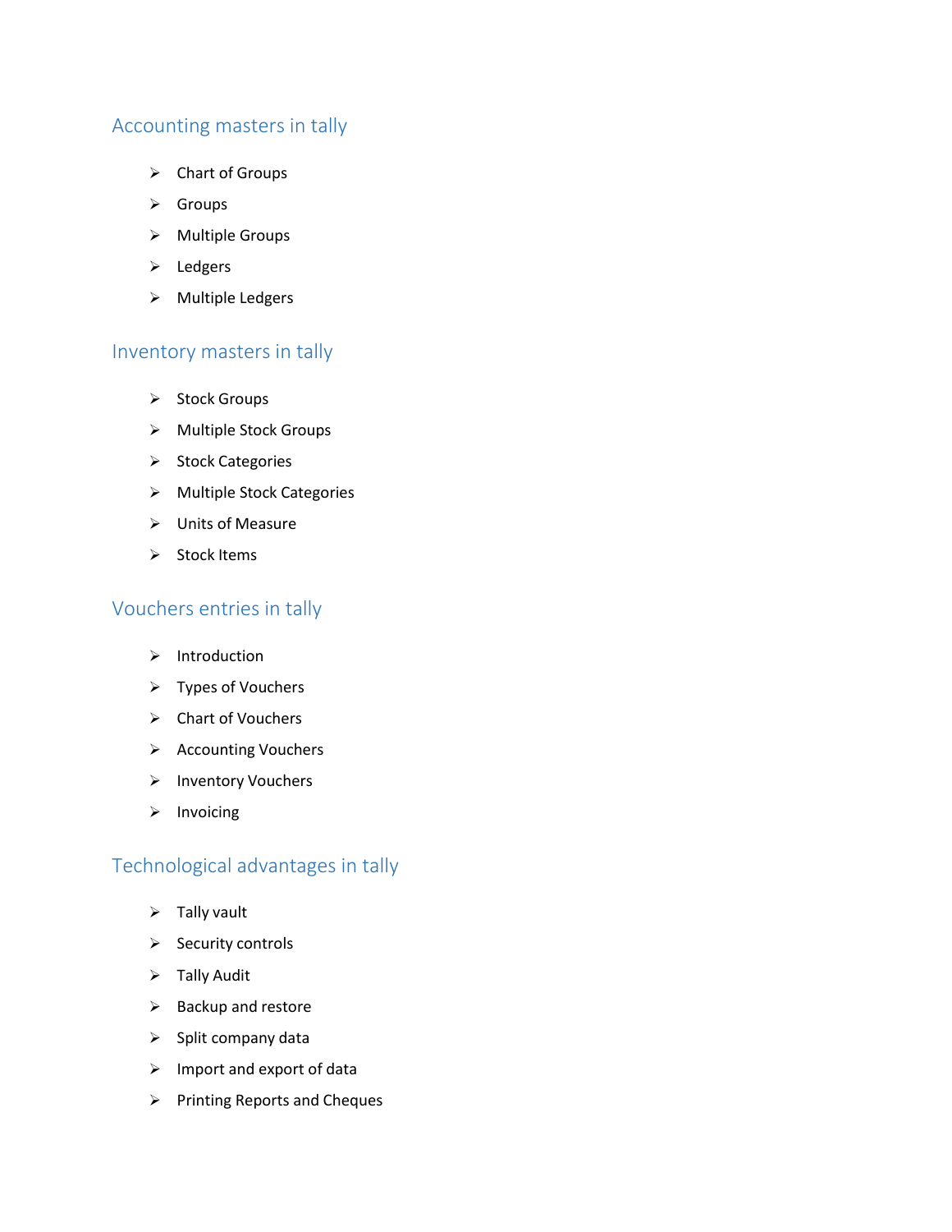## Accounting masters in tally

- Chart of Groups
- Groups
- Multiple Groups
- Ledgers
- Multiple Ledgers

## Inventory masters in tally

- Stock Groups
- Multiple Stock Groups
- Stock Categories
- Multiple Stock Categories
- Units of Measure
- Stock Items

## Vouchers entries in tally

- Introduction
- Types of Vouchers
- Chart of Vouchers
- Accounting Vouchers
- Inventory Vouchers
- Invoicing

## Technological advantages in tally

- Tally vault
- Security controls
- Tally Audit
- Backup and restore
- Split company data
- Import and export of data
- Printing Reports and Cheques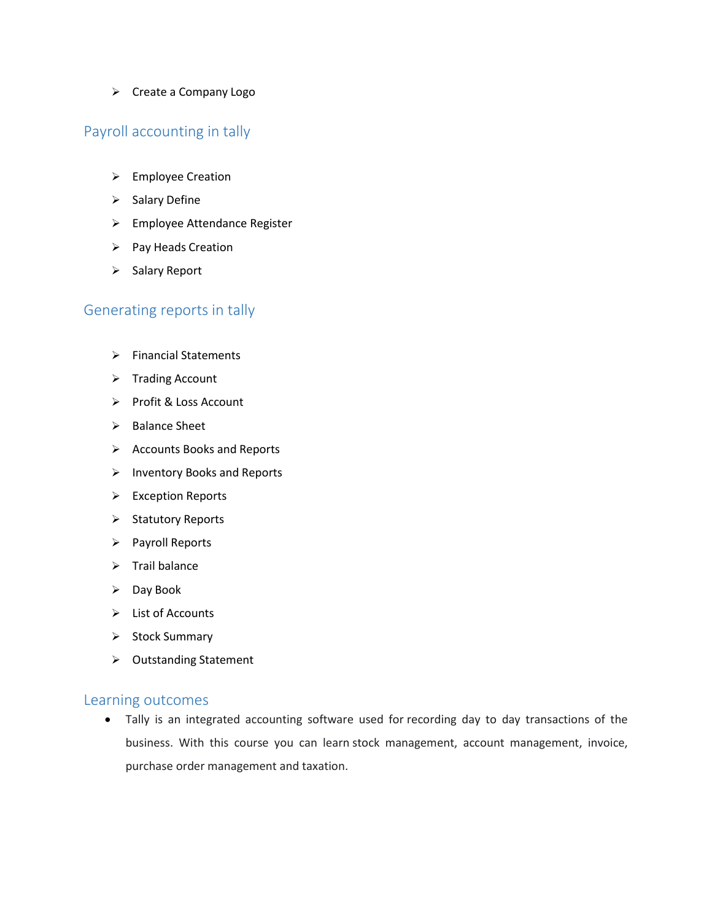- Create a Company Logo

## Payroll accounting in tally

- Employee Creation
- Salary Define
- Employee Attendance Register
- Pay Heads Creation
- Salary Report

## Generating reports in tally

- Financial Statements
- Trading Account
- Profit & Loss Account
- Balance Sheet
- Accounts Books and Reports
- Inventory Books and Reports
- Exception Reports
- Statutory Reports
- Payroll Reports
- Trail balance
- Day Book
- List of Accounts
- Stock Summary
- Outstanding Statement

## Learning outcomes

- Tally is an integrated accounting software used for recording day to day transactions of the business. With this course you can learn stock management, account management, invoice, purchase order management and taxation.